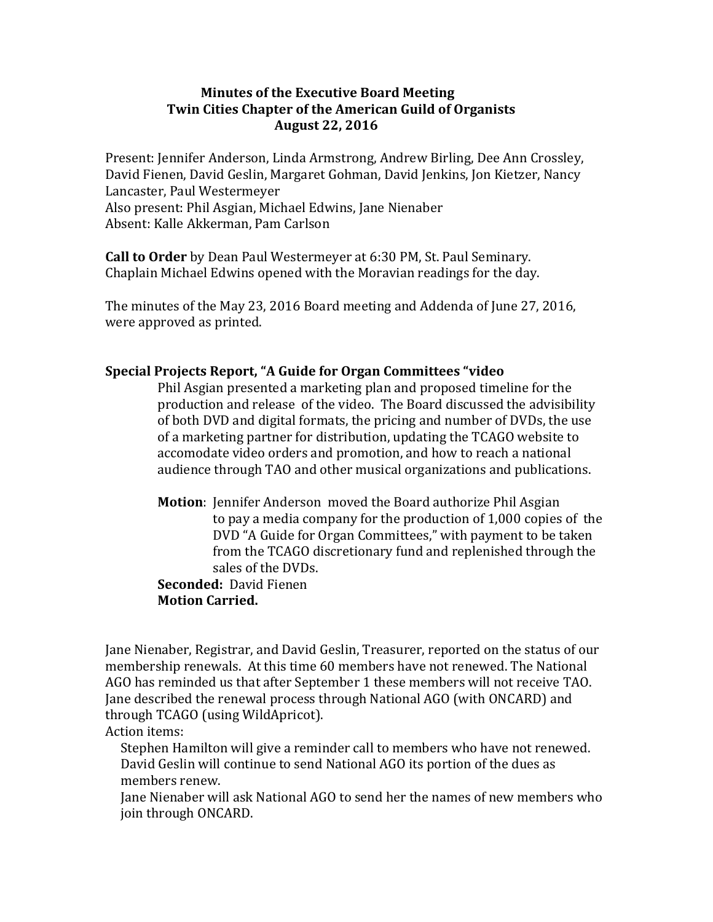# Minutes of the Executive Board Meeting
## Twin Cities Chapter of the American Guild of Organists
### August 22, 2016

Present: Jennifer Anderson, Linda Armstrong, Andrew Birling, Dee Ann Crossley, David Fienen, David Geslin, Margaret Gohman, David Jenkins, Jon Kietzer, Nancy Lancaster, Paul Westermeyer
Also present: Phil Asgian, Michael Edwins, Jane Nienaber
Absent: Kalle Akkerman, Pam Carlson

**Call to Order** by Dean Paul Westermeyer at 6:30 PM, St. Paul Seminary.
Chaplain Michael Edwins opened with the Moravian readings for the day.

The minutes of the May 23, 2016 Board meeting and Addenda of June 27, 2016, were approved as printed.

**Special Projects Report, "A Guide for Organ Committees "video**

Phil Asgian presented a marketing plan and proposed timeline for the production and release of the video. The Board discussed the advisibility of both DVD and digital formats, the pricing and number of DVDs, the use of a marketing partner for distribution, updating the TCAGO website to accomodate video orders and promotion, and how to reach a national audience through TAO and other musical organizations and publications.

**Motion**: Jennifer Anderson moved the Board authorize Phil Asgian to pay a media company for the production of 1,000 copies of the DVD "A Guide for Organ Committees," with payment to be taken from the TCAGO discretionary fund and replenished through the sales of the DVDs.
**Seconded:** David Fienen
**Motion Carried.**

Jane Nienaber, Registrar, and David Geslin, Treasurer, reported on the status of our membership renewals. At this time 60 members have not renewed. The National AGO has reminded us that after September 1 these members will not receive TAO. Jane described the renewal process through National AGO (with ONCARD) and through TCAGO (using WildApricot).

Action items:

- Stephen Hamilton will give a reminder call to members who have not renewed.
- David Geslin will continue to send National AGO its portion of the dues as members renew.
- Jane Nienaber will ask National AGO to send her the names of new members who join through ONCARD.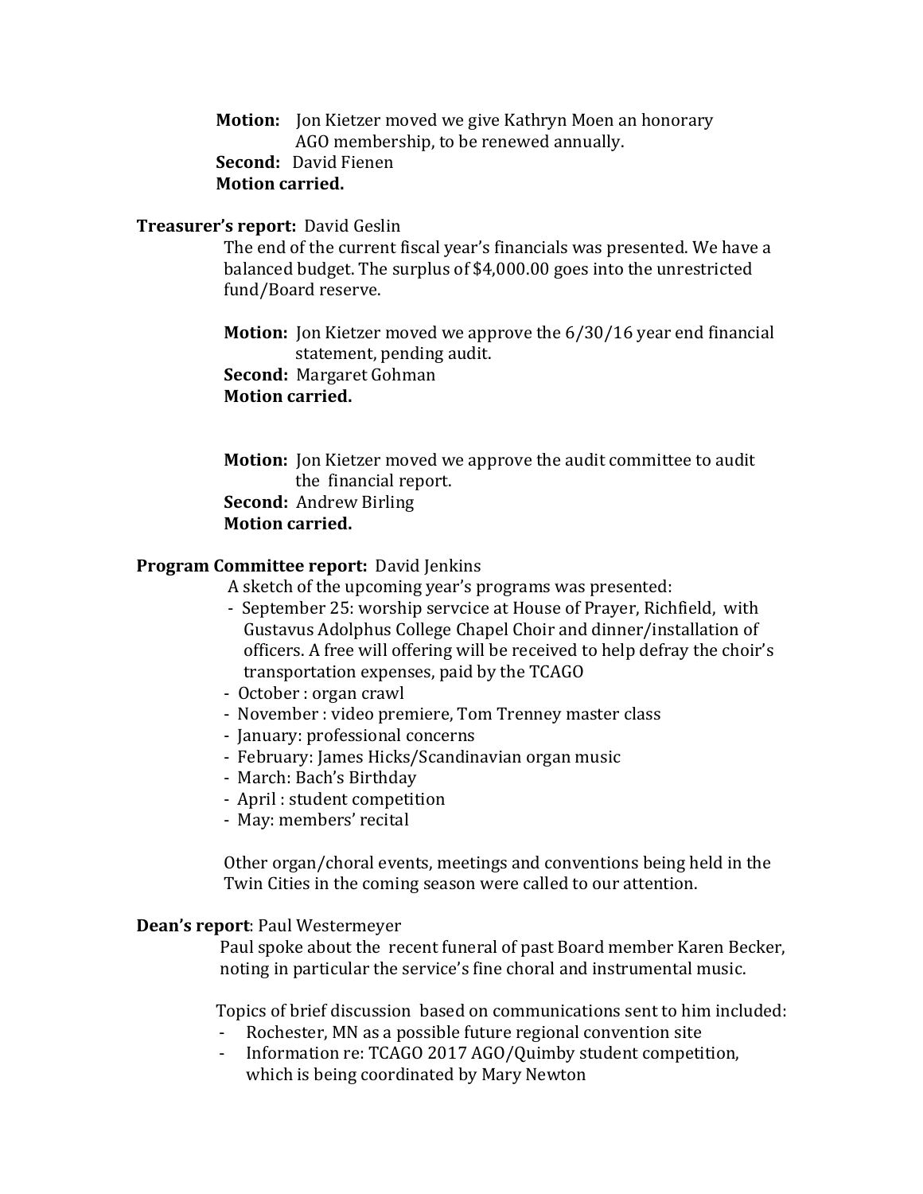**Motion:** Jon Kietzer moved we give Kathryn Moen an honorary AGO membership, to be renewed annually.
**Second:** David Fienen
**Motion carried.**

**Treasurer's report:** David Geslin

The end of the current fiscal year's financials was presented. We have a balanced budget. The surplus of $4,000.00 goes into the unrestricted fund/Board reserve.

**Motion:** Jon Kietzer moved we approve the 6/30/16 year end financial statement, pending audit.
**Second:** Margaret Gohman
**Motion carried.**

**Motion:** Jon Kietzer moved we approve the audit committee to audit the financial report.
**Second:** Andrew Birling
**Motion carried.**

**Program Committee report:** David Jenkins

A sketch of the upcoming year's programs was presented:

- September 25: worship servcice at House of Prayer, Richfield, with Gustavus Adolphus College Chapel Choir and dinner/installation of officers. A free will offering will be received to help defray the choir's transportation expenses, paid by the TCAGO
- October : organ crawl
- November : video premiere, Tom Trenney master class
- January: professional concerns
- February: James Hicks/Scandinavian organ music
- March: Bach's Birthday
- April : student competition
- May: members' recital

Other organ/choral events, meetings and conventions being held in the Twin Cities in the coming season were called to our attention.

**Dean's report**: Paul Westermeyer

Paul spoke about the recent funeral of past Board member Karen Becker, noting in particular the service's fine choral and instrumental music.

Topics of brief discussion based on communications sent to him included:

- Rochester, MN as a possible future regional convention site
- Information re: TCAGO 2017 AGO/Quimby student competition, which is being coordinated by Mary Newton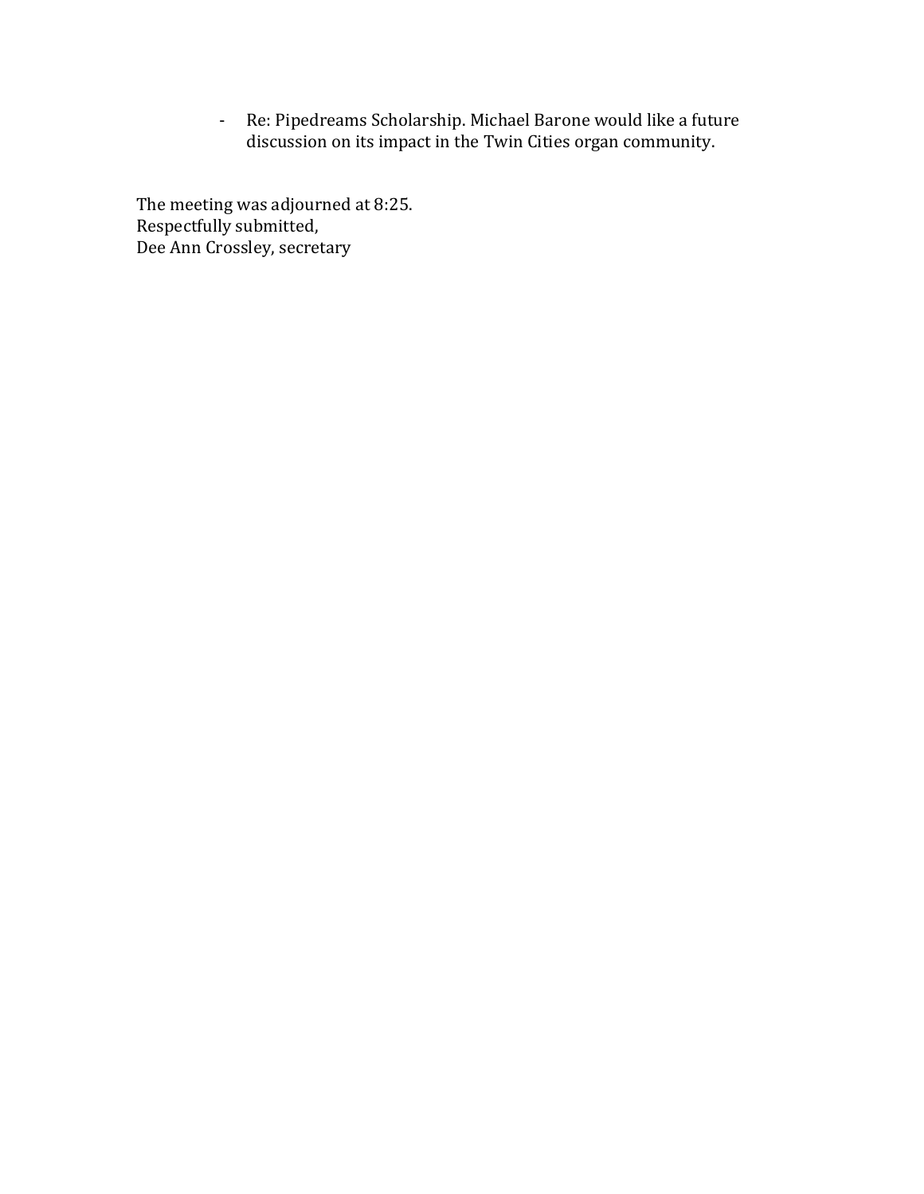- Re: Pipedreams Scholarship. Michael Barone would like a future discussion on its impact in the Twin Cities organ community.

The meeting was adjourned at 8:25.
Respectfully submitted,
Dee Ann Crossley, secretary